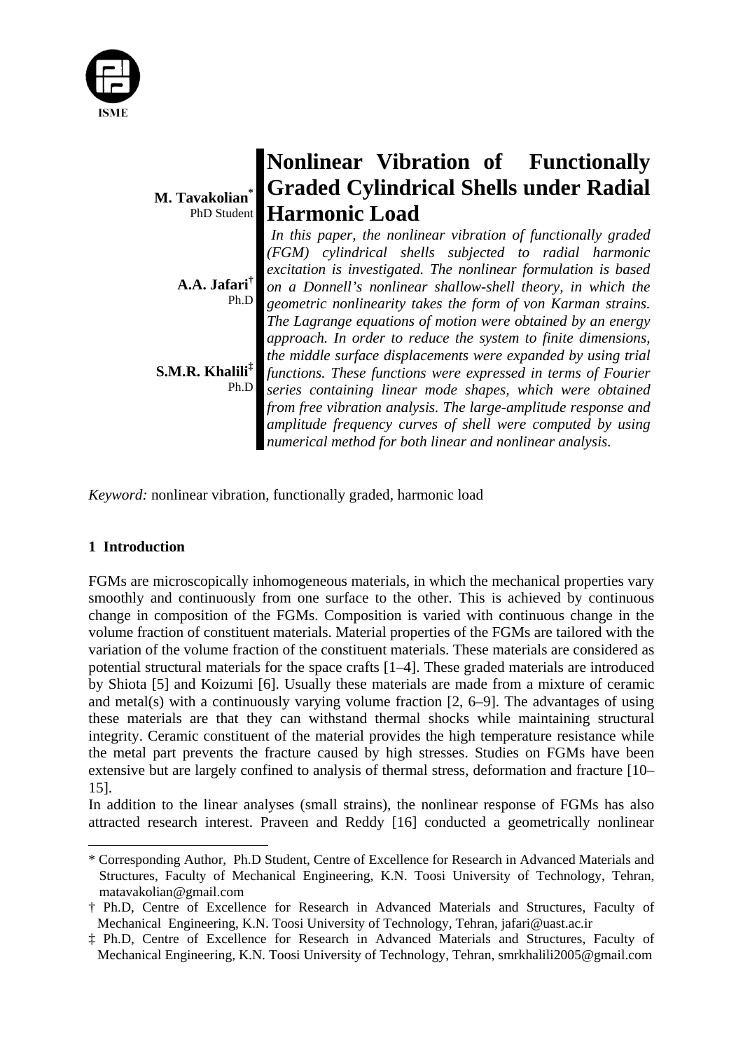# Nonlinear Vibration of Functionally Graded Cylindrical Shells under Radial Harmonic Load

**M. Tavakolian***
PhD Student

**A.A. Jafari†**
Ph.D

**S.M.R. Khalili‡**
Ph.D

*In this paper, the nonlinear vibration of functionally graded (FGM) cylindrical shells subjected to radial harmonic excitation is investigated. The nonlinear formulation is based on a Donnell's nonlinear shallow-shell theory, in which the geometric nonlinearity takes the form of von Karman strains. The Lagrange equations of motion were obtained by an energy approach. In order to reduce the system to finite dimensions, the middle surface displacements were expanded by using trial functions. These functions were expressed in terms of Fourier series containing linear mode shapes, which were obtained from free vibration analysis. The large-amplitude response and amplitude frequency curves of shell were computed by using numerical method for both linear and nonlinear analysis.*

*Keyword:* nonlinear vibration, functionally graded, harmonic load

## 1 Introduction

FGMs are microscopically inhomogeneous materials, in which the mechanical properties vary smoothly and continuously from one surface to the other. This is achieved by continuous change in composition of the FGMs. Composition is varied with continuous change in the volume fraction of constituent materials. Material properties of the FGMs are tailored with the variation of the volume fraction of the constituent materials. These materials are considered as potential structural materials for the space crafts [1–4]. These graded materials are introduced by Shiota [5] and Koizumi [6]. Usually these materials are made from a mixture of ceramic and metal(s) with a continuously varying volume fraction [2, 6–9]. The advantages of using these materials are that they can withstand thermal shocks while maintaining structural integrity. Ceramic constituent of the material provides the high temperature resistance while the metal part prevents the fracture caused by high stresses. Studies on FGMs have been extensive but are largely confined to analysis of thermal stress, deformation and fracture [10–15].

In addition to the linear analyses (small strains), the nonlinear response of FGMs has also attracted research interest. Praveen and Reddy [16] conducted a geometrically nonlinear

---

\* Corresponding Author, Ph.D Student, Centre of Excellence for Research in Advanced Materials and Structures, Faculty of Mechanical Engineering, K.N. Toosi University of Technology, Tehran, matavakolian@gmail.com

† Ph.D, Centre of Excellence for Research in Advanced Materials and Structures, Faculty of Mechanical Engineering, K.N. Toosi University of Technology, Tehran, jafari@uast.ac.ir

‡ Ph.D, Centre of Excellence for Research in Advanced Materials and Structures, Faculty of Mechanical Engineering, K.N. Toosi University of Technology, Tehran, smrkhalili2005@gmail.com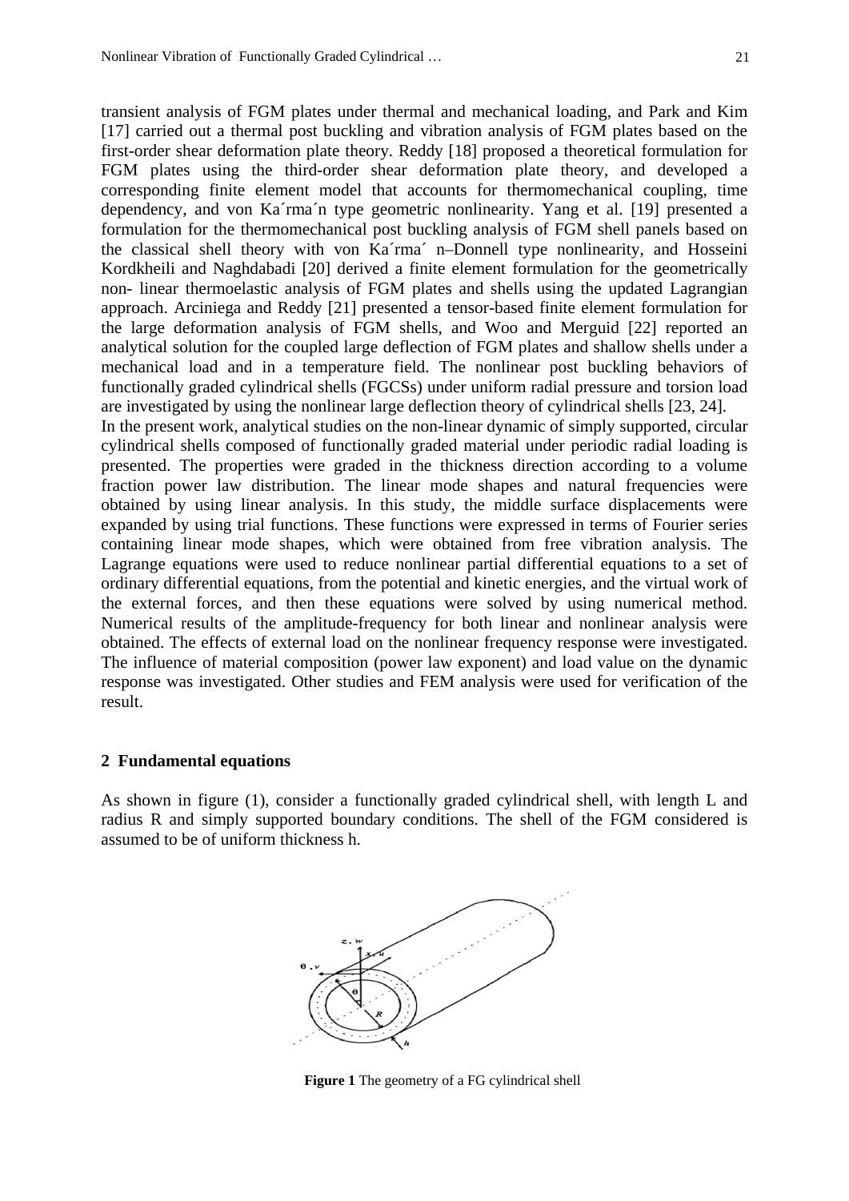transient analysis of FGM plates under thermal and mechanical loading, and Park and Kim [17] carried out a thermal post buckling and vibration analysis of FGM plates based on the first-order shear deformation plate theory. Reddy [18] proposed a theoretical formulation for FGM plates using the third-order shear deformation plate theory, and developed a corresponding finite element model that accounts for thermomechanical coupling, time dependency, and von Ka´rma´n type geometric nonlinearity. Yang et al. [19] presented a formulation for the thermomechanical post buckling analysis of FGM shell panels based on the classical shell theory with von Ka´rma´ n–Donnell type nonlinearity, and Hosseini Kordkheili and Naghdabadi [20] derived a finite element formulation for the geometrically non- linear thermoelastic analysis of FGM plates and shells using the updated Lagrangian approach. Arciniega and Reddy [21] presented a tensor-based finite element formulation for the large deformation analysis of FGM shells, and Woo and Merguid [22] reported an analytical solution for the coupled large deflection of FGM plates and shallow shells under a mechanical load and in a temperature field. The nonlinear post buckling behaviors of functionally graded cylindrical shells (FGCSs) under uniform radial pressure and torsion load are investigated by using the nonlinear large deflection theory of cylindrical shells [23, 24].

In the present work, analytical studies on the non-linear dynamic of simply supported, circular cylindrical shells composed of functionally graded material under periodic radial loading is presented. The properties were graded in the thickness direction according to a volume fraction power law distribution. The linear mode shapes and natural frequencies were obtained by using linear analysis. In this study, the middle surface displacements were expanded by using trial functions. These functions were expressed in terms of Fourier series containing linear mode shapes, which were obtained from free vibration analysis. The Lagrange equations were used to reduce nonlinear partial differential equations to a set of ordinary differential equations, from the potential and kinetic energies, and the virtual work of the external forces, and then these equations were solved by using numerical method. Numerical results of the amplitude-frequency for both linear and nonlinear analysis were obtained. The effects of external load on the nonlinear frequency response were investigated. The influence of material composition (power law exponent) and load value on the dynamic response was investigated. Other studies and FEM analysis were used for verification of the result.

## 2 Fundamental equations

As shown in figure (1), consider a functionally graded cylindrical shell, with length L and radius R and simply supported boundary conditions. The shell of the FGM considered is assumed to be of uniform thickness h.

**Figure 1** The geometry of a FG cylindrical shell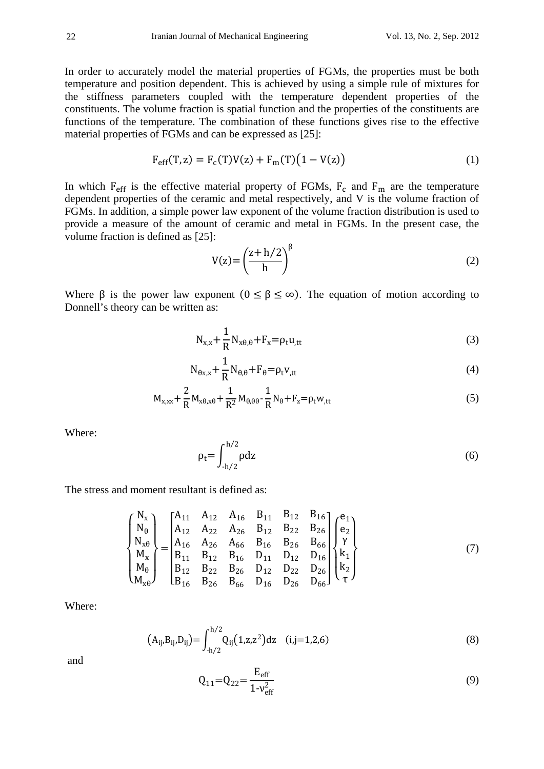In order to accurately model the material properties of FGMs, the properties must be both temperature and position dependent. This is achieved by using a simple rule of mixtures for the stiffness parameters coupled with the temperature dependent properties of the constituents. The volume fraction is spatial function and the properties of the constituents are functions of the temperature. The combination of these functions gives rise to the effective material properties of FGMs and can be expressed as [25]:

$$F_{eff}(T,z) = F_c(T)V(z) + F_m(T)\big(1 - V(z)\big) \tag{1}$$

In which $F_{eff}$ is the effective material property of FGMs, $F_c$ and $F_m$ are the temperature dependent properties of the ceramic and metal respectively, and V is the volume fraction of FGMs. In addition, a simple power law exponent of the volume fraction distribution is used to provide a measure of the amount of ceramic and metal in FGMs. In the present case, the volume fraction is defined as [25]:

$$V(z)=\left(\frac{z+h/2}{h}\right)^{\beta} \tag{2}$$

Where $\beta$ is the power law exponent $(0 \leq \beta \leq \infty)$. The equation of motion according to Donnell's theory can be written as:

$$N_{x,x}+\frac{1}{R}N_{x\theta,\theta}+F_x=\rho_t u_{,tt} \tag{3}$$

$$N_{\theta x,x}+\frac{1}{R}N_{\theta,\theta}+F_\theta=\rho_t v_{,tt} \tag{4}$$

$$M_{x,xx}+\frac{2}{R}M_{x\theta,x\theta}+\frac{1}{R^2}M_{\theta,\theta\theta}-\frac{1}{R}N_\theta+F_z=\rho_t w_{,tt} \tag{5}$$

Where:

$$\rho_t=\int_{-h/2}^{h/2}\rho dz \tag{6}$$

The stress and moment resultant is defined as:

$$\begin{Bmatrix} N_x \\ N_\theta \\ N_{x\theta} \\ M_x \\ M_\theta \\ M_{x\theta} \end{Bmatrix} = \begin{bmatrix} A_{11} & A_{12} & A_{16} & B_{11} & B_{12} & B_{16} \\ A_{12} & A_{22} & A_{26} & B_{12} & B_{22} & B_{26} \\ A_{16} & A_{26} & A_{66} & B_{16} & B_{26} & B_{66} \\ B_{11} & B_{12} & B_{16} & D_{11} & D_{12} & D_{16} \\ B_{12} & B_{22} & B_{26} & D_{12} & D_{22} & D_{26} \\ B_{16} & B_{26} & B_{66} & D_{16} & D_{26} & D_{66} \end{bmatrix} \begin{Bmatrix} e_1 \\ e_2 \\ \gamma \\ k_1 \\ k_2 \\ \tau \end{Bmatrix} \tag{7}$$

Where:

$$\left(A_{ij},B_{ij},D_{ij}\right)=\int_{-h/2}^{h/2}Q_{ij}\left(1,z,z^2\right)dz \quad (i,j=1,2,6) \tag{8}$$

and

$$Q_{11}=Q_{22}=\frac{E_{eff}}{1-\nu_{eff}^2} \tag{9}$$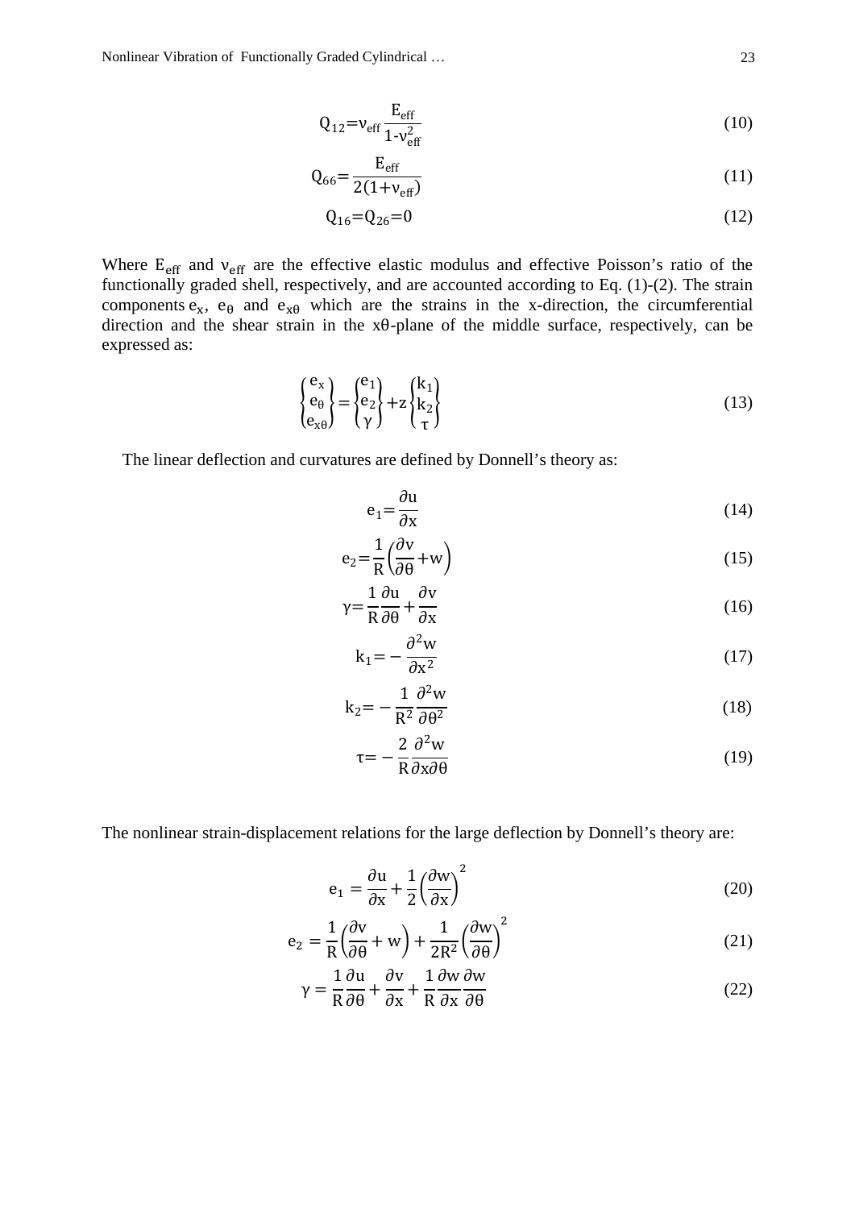$$Q_{12}=\nu_{eff}\frac{E_{eff}}{1-\nu_{eff}^2} \tag{10}$$

$$Q_{66}=\frac{E_{eff}}{2(1+\nu_{eff})} \tag{11}$$

$$Q_{16}=Q_{26}=0 \tag{12}$$

Where $E_{eff}$ and $\nu_{eff}$ are the effective elastic modulus and effective Poisson's ratio of the functionally graded shell, respectively, and are accounted according to Eq. (1)-(2). The strain components $e_x$, $e_\theta$ and $e_{x\theta}$ which are the strains in the x-direction, the circumferential direction and the shear strain in the xθ-plane of the middle surface, respectively, can be expressed as:

$$\begin{Bmatrix} e_x \\ e_\theta \\ e_{x\theta} \end{Bmatrix} = \begin{Bmatrix} e_1 \\ e_2 \\ \gamma \end{Bmatrix} + z\begin{Bmatrix} k_1 \\ k_2 \\ \tau \end{Bmatrix} \tag{13}$$

The linear deflection and curvatures are defined by Donnell's theory as:

$$e_1=\frac{\partial u}{\partial x} \tag{14}$$

$$e_2=\frac{1}{R}\left(\frac{\partial v}{\partial \theta}+w\right) \tag{15}$$

$$\gamma=\frac{1}{R}\frac{\partial u}{\partial \theta}+\frac{\partial v}{\partial x} \tag{16}$$

$$k_1=-\frac{\partial^2 w}{\partial x^2} \tag{17}$$

$$k_2=-\frac{1}{R^2}\frac{\partial^2 w}{\partial \theta^2} \tag{18}$$

$$\tau=-\frac{2}{R}\frac{\partial^2 w}{\partial x \partial \theta} \tag{19}$$

The nonlinear strain-displacement relations for the large deflection by Donnell's theory are:

$$e_1=\frac{\partial u}{\partial x}+\frac{1}{2}\left(\frac{\partial w}{\partial x}\right)^2 \tag{20}$$

$$e_2=\frac{1}{R}\left(\frac{\partial v}{\partial \theta}+w\right)+\frac{1}{2R^2}\left(\frac{\partial w}{\partial \theta}\right)^2 \tag{21}$$

$$\gamma=\frac{1}{R}\frac{\partial u}{\partial \theta}+\frac{\partial v}{\partial x}+\frac{1}{R}\frac{\partial w}{\partial x}\frac{\partial w}{\partial \theta} \tag{22}$$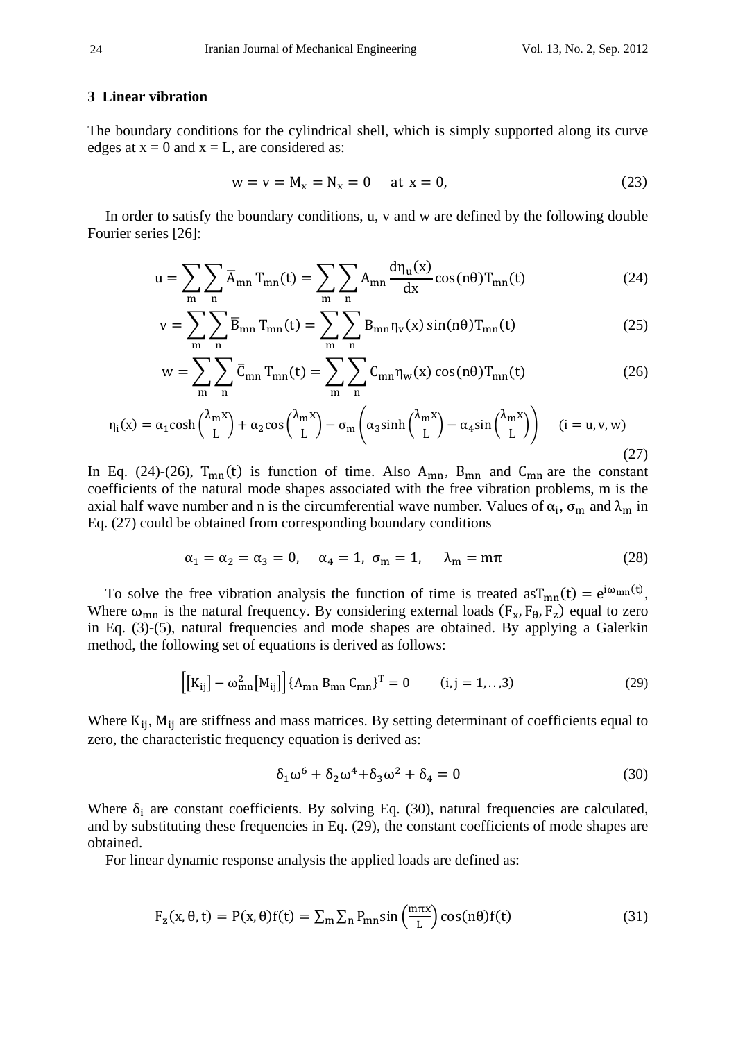## 3 Linear vibration

The boundary conditions for the cylindrical shell, which is simply supported along its curve edges at x = 0 and x = L, are considered as:

$$w = v = M_x = N_x = 0 \quad \text{at } x = 0, \tag{23}$$

In order to satisfy the boundary conditions, u, v and w are defined by the following double Fourier series [26]:

$$u = \sum_m \sum_n \bar{A}_{mn} T_{mn}(t) = \sum_m \sum_n A_{mn} \frac{d\eta_u(x)}{dx} \cos(n\theta) T_{mn}(t) \tag{24}$$

$$v = \sum_m \sum_n \bar{B}_{mn} T_{mn}(t) = \sum_m \sum_n B_{mn} \eta_v(x) \sin(n\theta) T_{mn}(t) \tag{25}$$

$$w = \sum_m \sum_n \bar{C}_{mn} T_{mn}(t) = \sum_m \sum_n C_{mn} \eta_w(x) \cos(n\theta) T_{mn}(t) \tag{26}$$

$$\eta_i(x) = \alpha_1 \cosh\left(\frac{\lambda_m x}{L}\right) + \alpha_2 \cos\left(\frac{\lambda_m x}{L}\right) - \sigma_m \left(\alpha_3 \sinh\left(\frac{\lambda_m x}{L}\right) - \alpha_4 \sin\left(\frac{\lambda_m x}{L}\right)\right) \quad (i = u, v, w) \tag{27}$$

In Eq. (24)-(26), $T_{mn}(t)$ is function of time. Also $A_{mn}$, $B_{mn}$ and $C_{mn}$ are the constant coefficients of the natural mode shapes associated with the free vibration problems, m is the axial half wave number and n is the circumferential wave number. Values of $\alpha_i$, $\sigma_m$ and $\lambda_m$ in Eq. (27) could be obtained from corresponding boundary conditions

$$\alpha_1 = \alpha_2 = \alpha_3 = 0, \quad \alpha_4 = 1, \; \sigma_m = 1, \quad \lambda_m = m\pi \tag{28}$$

To solve the free vibration analysis the function of time is treated as $T_{mn}(t) = e^{i\omega_{mn}(t)}$, Where $\omega_{mn}$ is the natural frequency. By considering external loads $(F_x, F_\theta, F_z)$ equal to zero in Eq. (3)-(5), natural frequencies and mode shapes are obtained. By applying a Galerkin method, the following set of equations is derived as follows:

$$\left[\left[K_{ij}\right] - \omega_{mn}^2 \left[M_{ij}\right]\right] \{A_{mn} \, B_{mn} \, C_{mn}\}^T = 0 \qquad (i, j = 1, .., 3) \tag{29}$$

Where $K_{ij}$, $M_{ij}$ are stiffness and mass matrices. By setting determinant of coefficients equal to zero, the characteristic frequency equation is derived as:

$$\delta_1 \omega^6 + \delta_2 \omega^4 + \delta_3 \omega^2 + \delta_4 = 0 \tag{30}$$

Where $\delta_i$ are constant coefficients. By solving Eq. (30), natural frequencies are calculated, and by substituting these frequencies in Eq. (29), the constant coefficients of mode shapes are obtained.

For linear dynamic response analysis the applied loads are defined as:

$$F_z(x, \theta, t) = P(x, \theta) f(t) = \sum_m \sum_n P_{mn} \sin\left(\frac{m\pi x}{L}\right) \cos(n\theta) f(t) \tag{31}$$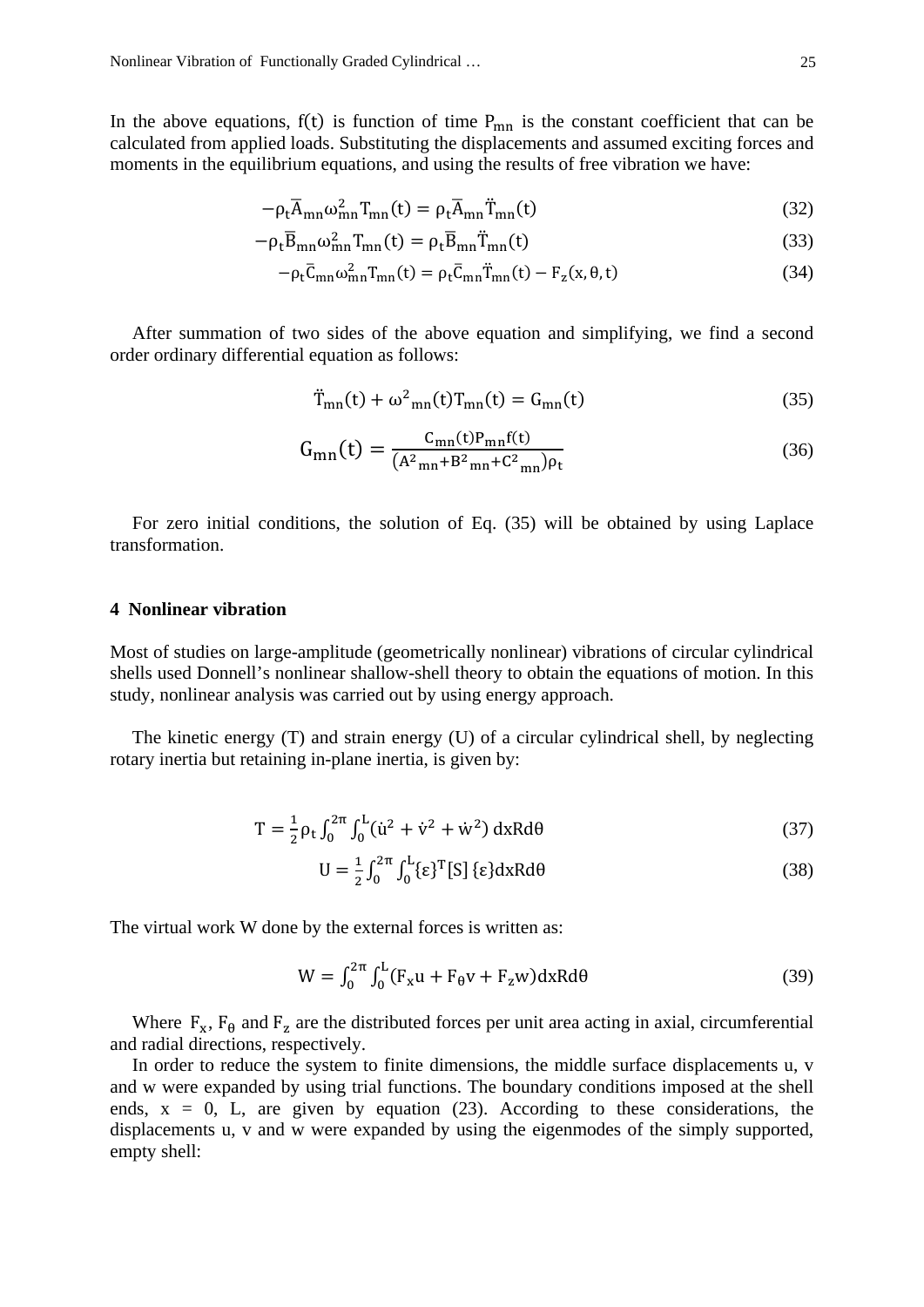In the above equations, $f(t)$ is function of time $P_{mn}$ is the constant coefficient that can be calculated from applied loads. Substituting the displacements and assumed exciting forces and moments in the equilibrium equations, and using the results of free vibration we have:

$$-\rho_t \overline{A}_{mn}\omega_{mn}^2 T_{mn}(t) = \rho_t \overline{A}_{mn}\ddot{T}_{mn}(t) \tag{32}$$

$$-\rho_t \overline{B}_{mn}\omega_{mn}^2 T_{mn}(t) = \rho_t \overline{B}_{mn}\ddot{T}_{mn}(t) \tag{33}$$

$$-\rho_t \overline{C}_{mn}\omega_{mn}^2 T_{mn}(t) = \rho_t \overline{C}_{mn}\ddot{T}_{mn}(t) - F_z(x,\theta,t) \tag{34}$$

After summation of two sides of the above equation and simplifying, we find a second order ordinary differential equation as follows:

$$\ddot{T}_{mn}(t) + \omega^2{}_{mn}(t) T_{mn}(t) = G_{mn}(t) \tag{35}$$

$$G_{mn}(t) = \frac{C_{mn}(t) P_{mn} f(t)}{\left(A^2{}_{mn} + B^2{}_{mn} + C^2{}_{mn}\right)\rho_t} \tag{36}$$

For zero initial conditions, the solution of Eq. (35) will be obtained by using Laplace transformation.

## 4 Nonlinear vibration

Most of studies on large-amplitude (geometrically nonlinear) vibrations of circular cylindrical shells used Donnell's nonlinear shallow-shell theory to obtain the equations of motion. In this study, nonlinear analysis was carried out by using energy approach.

The kinetic energy (T) and strain energy (U) of a circular cylindrical shell, by neglecting rotary inertia but retaining in-plane inertia, is given by:

$$T = \frac{1}{2}\rho_t \int_0^{2\pi}\int_0^{L} (\dot{u}^2 + \dot{v}^2 + \dot{w}^2)\, dx R d\theta \tag{37}$$

$$U = \frac{1}{2}\int_0^{2\pi}\int_0^{L} \{\varepsilon\}^T [S]\, \{\varepsilon\} dx R d\theta \tag{38}$$

The virtual work W done by the external forces is written as:

$$W = \int_0^{2\pi}\int_0^{L} (F_x u + F_\theta v + F_z w) dx R d\theta \tag{39}$$

Where $F_x$, $F_\theta$ and $F_z$ are the distributed forces per unit area acting in axial, circumferential and radial directions, respectively.

In order to reduce the system to finite dimensions, the middle surface displacements u, v and w were expanded by using trial functions. The boundary conditions imposed at the shell ends, $x = 0$, L, are given by equation (23). According to these considerations, the displacements u, v and w were expanded by using the eigenmodes of the simply supported, empty shell: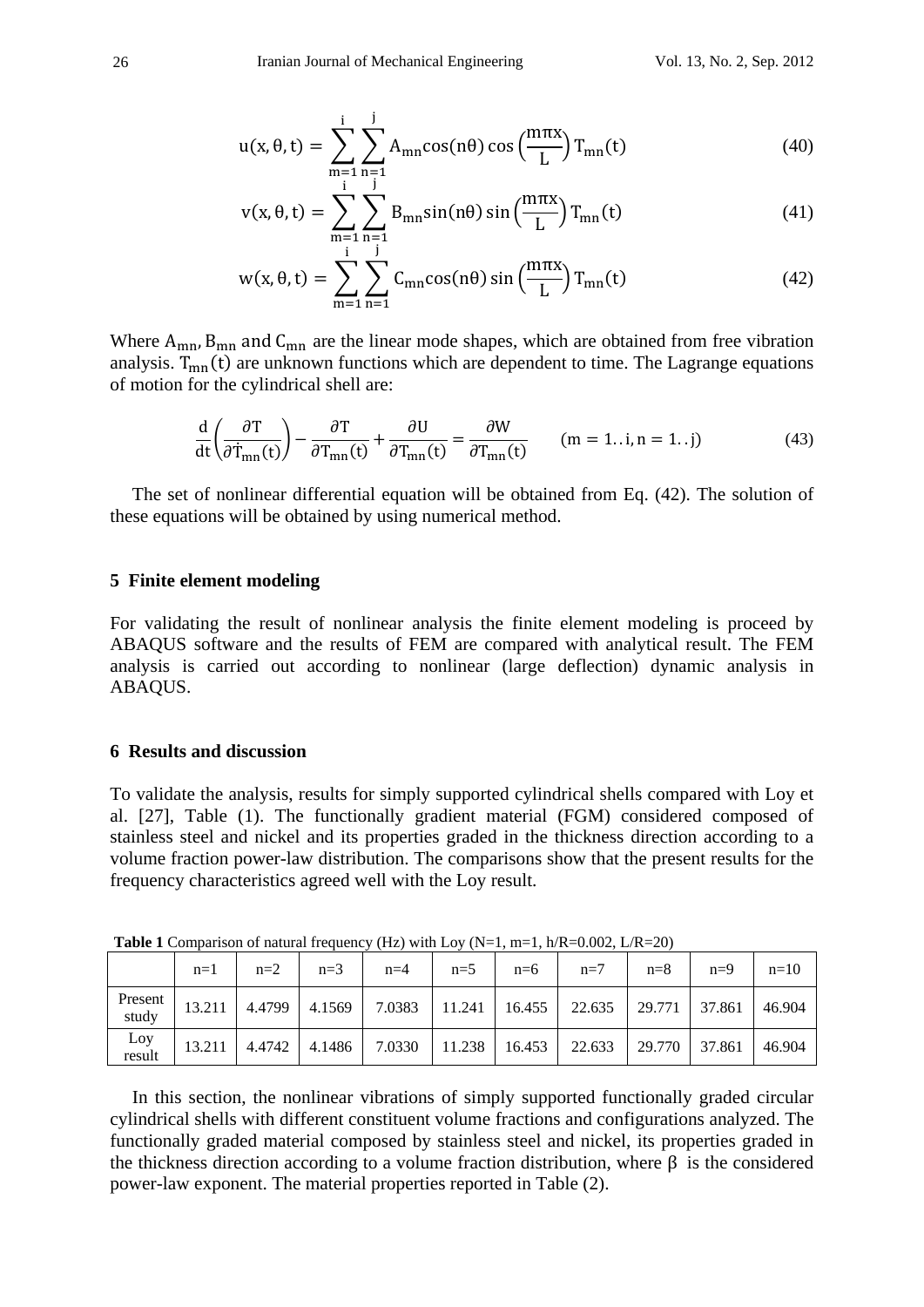$$u(x,\theta,t) = \sum_{m=1}^{i}\sum_{n=1}^{j} A_{mn}\cos(n\theta)\cos\left(\frac{m\pi x}{L}\right)T_{mn}(t) \quad (40)$$

$$v(x,\theta,t) = \sum_{m=1}^{i}\sum_{n=1}^{j} B_{mn}\sin(n\theta)\sin\left(\frac{m\pi x}{L}\right)T_{mn}(t) \quad (41)$$

$$w(x,\theta,t) = \sum_{m=1}^{i}\sum_{n=1}^{j} C_{mn}\cos(n\theta)\sin\left(\frac{m\pi x}{L}\right)T_{mn}(t) \quad (42)$$

Where $A_{mn}$, $B_{mn}$ and $C_{mn}$ are the linear mode shapes, which are obtained from free vibration analysis. $T_{mn}(t)$ are unknown functions which are dependent to time. The Lagrange equations of motion for the cylindrical shell are:

$$\frac{d}{dt}\left(\frac{\partial T}{\partial \dot{T}_{mn}(t)}\right) - \frac{\partial T}{\partial T_{mn}(t)} + \frac{\partial U}{\partial T_{mn}(t)} = \frac{\partial W}{\partial T_{mn}(t)} \qquad (m = 1..i, n = 1..j) \quad (43)$$

The set of nonlinear differential equation will be obtained from Eq. (42). The solution of these equations will be obtained by using numerical method.

## 5 Finite element modeling

For validating the result of nonlinear analysis the finite element modeling is proceed by ABAQUS software and the results of FEM are compared with analytical result. The FEM analysis is carried out according to nonlinear (large deflection) dynamic analysis in ABAQUS.

## 6 Results and discussion

To validate the analysis, results for simply supported cylindrical shells compared with Loy et al. [27], Table (1). The functionally gradient material (FGM) considered composed of stainless steel and nickel and its properties graded in the thickness direction according to a volume fraction power-law distribution. The comparisons show that the present results for the frequency characteristics agreed well with the Loy result.

**Table 1** Comparison of natural frequency (Hz) with Loy (N=1, m=1, h/R=0.002, L/R=20)

| | n=1 | n=2 | n=3 | n=4 | n=5 | n=6 | n=7 | n=8 | n=9 | n=10 |
|---|---|---|---|---|---|---|---|---|---|---|
| Present study | 13.211 | 4.4799 | 4.1569 | 7.0383 | 11.241 | 16.455 | 22.635 | 29.771 | 37.861 | 46.904 |
| Loy result | 13.211 | 4.4742 | 4.1486 | 7.0330 | 11.238 | 16.453 | 22.633 | 29.770 | 37.861 | 46.904 |

In this section, the nonlinear vibrations of simply supported functionally graded circular cylindrical shells with different constituent volume fractions and configurations analyzed. The functionally graded material composed by stainless steel and nickel, its properties graded in the thickness direction according to a volume fraction distribution, where $\beta$ is the considered power-law exponent. The material properties reported in Table (2).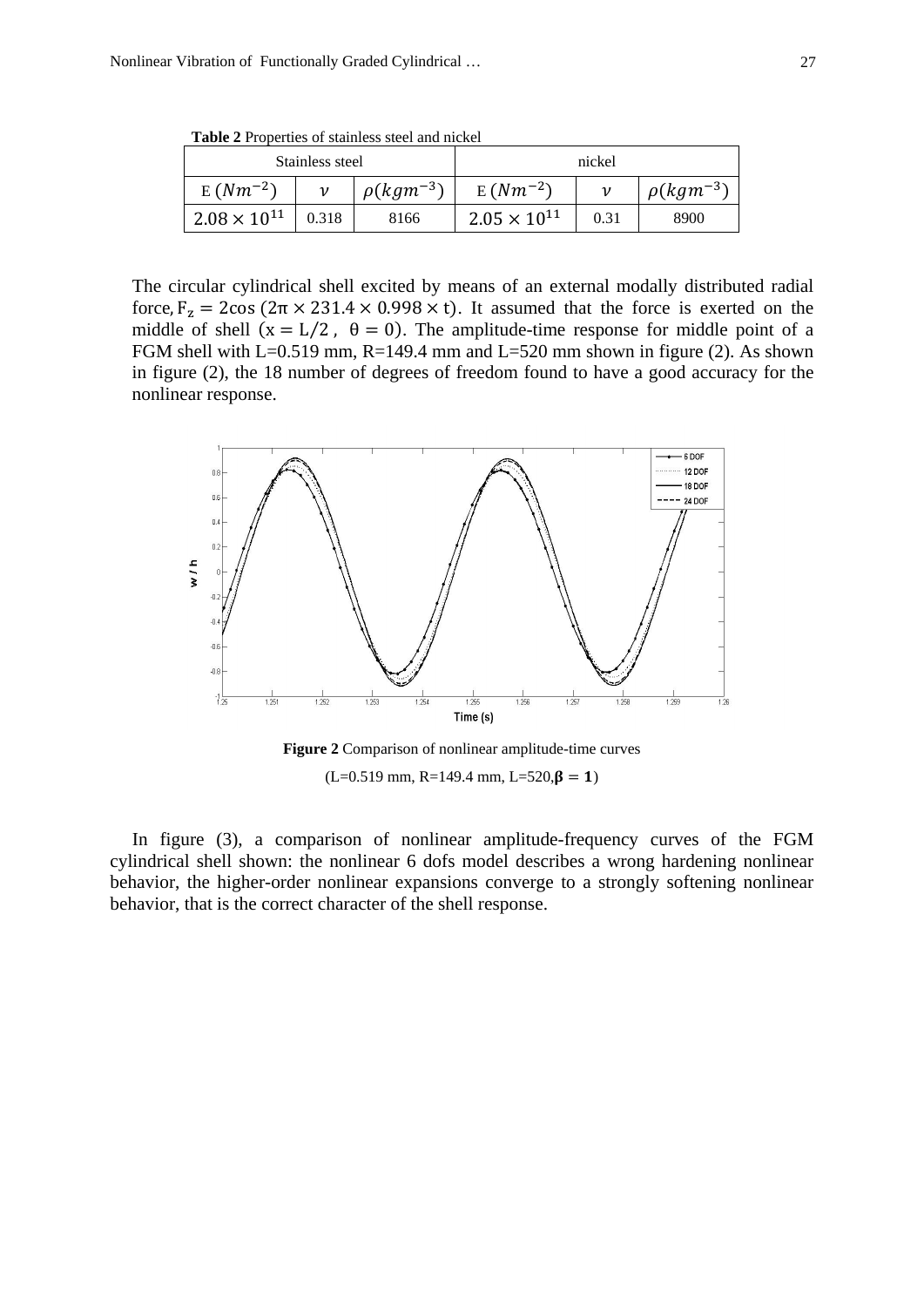**Table 2** Properties of stainless steel and nickel

| Stainless steel | | | nickel | | |
|---|---|---|---|---|---|
| E $(Nm^{-2})$ | $\nu$ | $\rho(kgm^{-3})$ | E $(Nm^{-2})$ | $\nu$ | $\rho(kgm^{-3})$ |
| $2.08 \times 10^{11}$ | 0.318 | 8166 | $2.05 \times 10^{11}$ | 0.31 | 8900 |

The circular cylindrical shell excited by means of an external modally distributed radial force, $F_z = 2\cos\,(2\pi \times 231.4 \times 0.998 \times t)$. It assumed that the force is exerted on the middle of shell $(x = L/2\,,\ \theta = 0)$. The amplitude-time response for middle point of a FGM shell with L=0.519 mm, R=149.4 mm and L=520 mm shown in figure (2). As shown in figure (2), the 18 number of degrees of freedom found to have a good accuracy for the nonlinear response.

**Figure 2** Comparison of nonlinear amplitude-time curves

(L=0.519 mm, R=149.4 mm, L=520, $\boldsymbol{\beta} = \mathbf{1}$)

In figure (3), a comparison of nonlinear amplitude-frequency curves of the FGM cylindrical shell shown: the nonlinear 6 dofs model describes a wrong hardening nonlinear behavior, the higher-order nonlinear expansions converge to a strongly softening nonlinear behavior, that is the correct character of the shell response.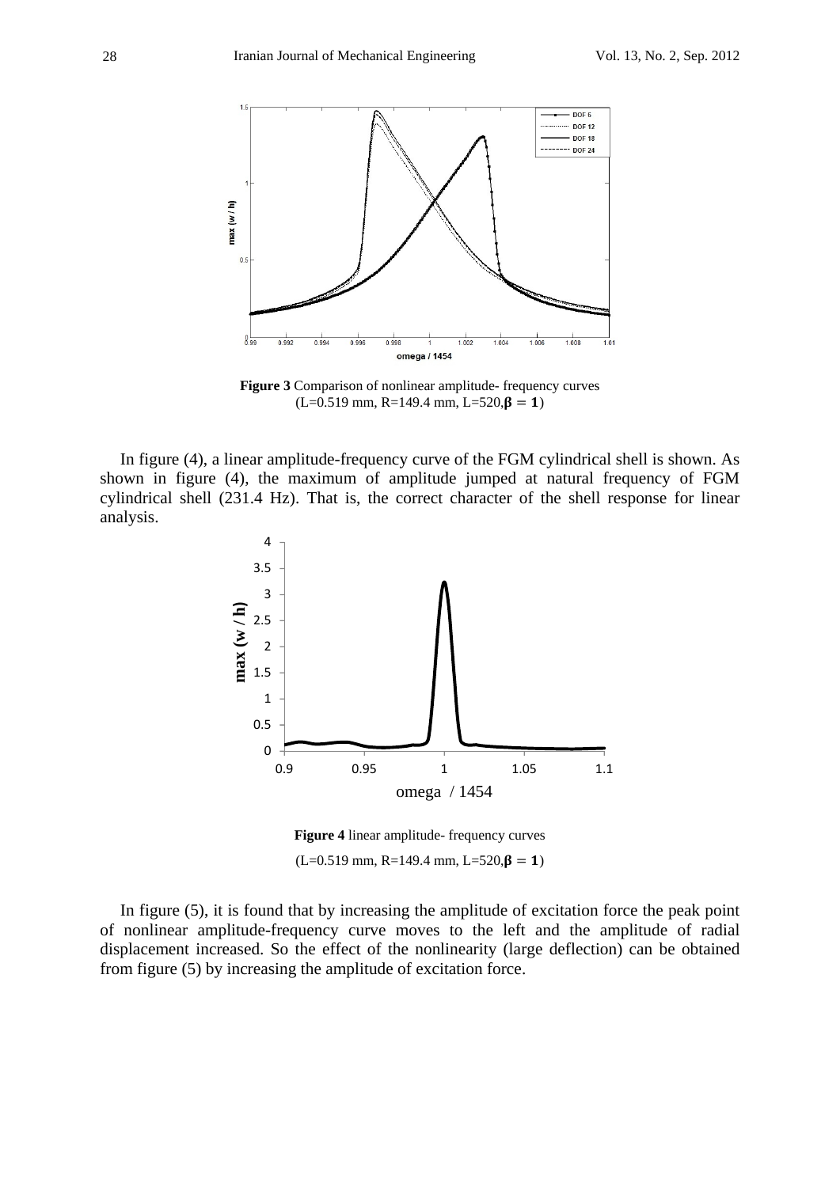**Figure 3** Comparison of nonlinear amplitude- frequency curves (L=0.519 mm, R=149.4 mm, L=520,$\boldsymbol{\beta = 1}$)

In figure (4), a linear amplitude-frequency curve of the FGM cylindrical shell is shown. As shown in figure (4), the maximum of amplitude jumped at natural frequency of FGM cylindrical shell (231.4 Hz). That is, the correct character of the shell response for linear analysis.

**Figure 4** linear amplitude- frequency curves (L=0.519 mm, R=149.4 mm, L=520,$\boldsymbol{\beta = 1}$)

In figure (5), it is found that by increasing the amplitude of excitation force the peak point of nonlinear amplitude-frequency curve moves to the left and the amplitude of radial displacement increased. So the effect of the nonlinearity (large deflection) can be obtained from figure (5) by increasing the amplitude of excitation force.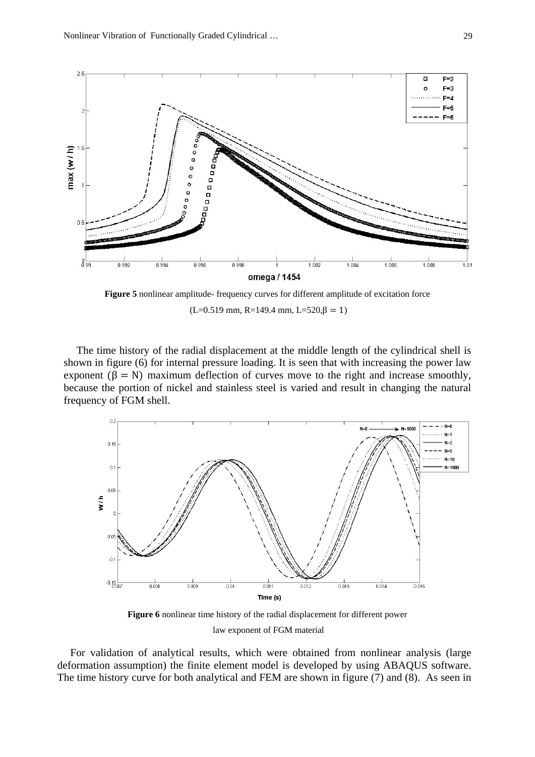**Figure 5** nonlinear amplitude- frequency curves for different amplitude of excitation force

(L=0.519 mm, R=149.4 mm, L=520, $\beta = 1$)

The time history of the radial displacement at the middle length of the cylindrical shell is shown in figure (6) for internal pressure loading. It is seen that with increasing the power law exponent ($\beta = N$) maximum deflection of curves move to the right and increase smoothly, because the portion of nickel and stainless steel is varied and result in changing the natural frequency of FGM shell.

**Figure 6** nonlinear time history of the radial displacement for different power law exponent of FGM material

For validation of analytical results, which were obtained from nonlinear analysis (large deformation assumption) the finite element model is developed by using ABAQUS software. The time history curve for both analytical and FEM are shown in figure (7) and (8). As seen in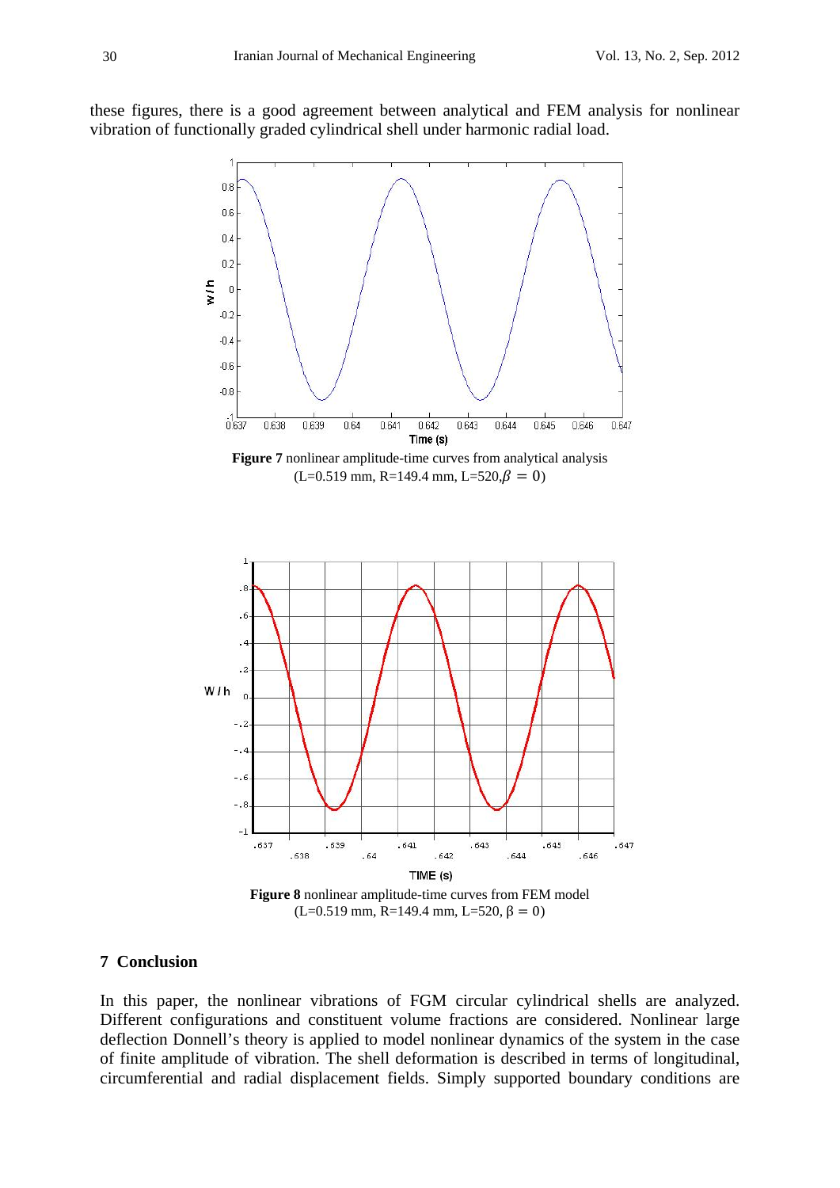these figures, there is a good agreement between analytical and FEM analysis for nonlinear vibration of functionally graded cylindrical shell under harmonic radial load.

**Figure 7** nonlinear amplitude-time curves from analytical analysis (L=0.519 mm, R=149.4 mm, L=520, $\beta = 0$)

**Figure 8** nonlinear amplitude-time curves from FEM model (L=0.519 mm, R=149.4 mm, L=520, $\beta = 0$)

## 7 Conclusion

In this paper, the nonlinear vibrations of FGM circular cylindrical shells are analyzed. Different configurations and constituent volume fractions are considered. Nonlinear large deflection Donnell's theory is applied to model nonlinear dynamics of the system in the case of finite amplitude of vibration. The shell deformation is described in terms of longitudinal, circumferential and radial displacement fields. Simply supported boundary conditions are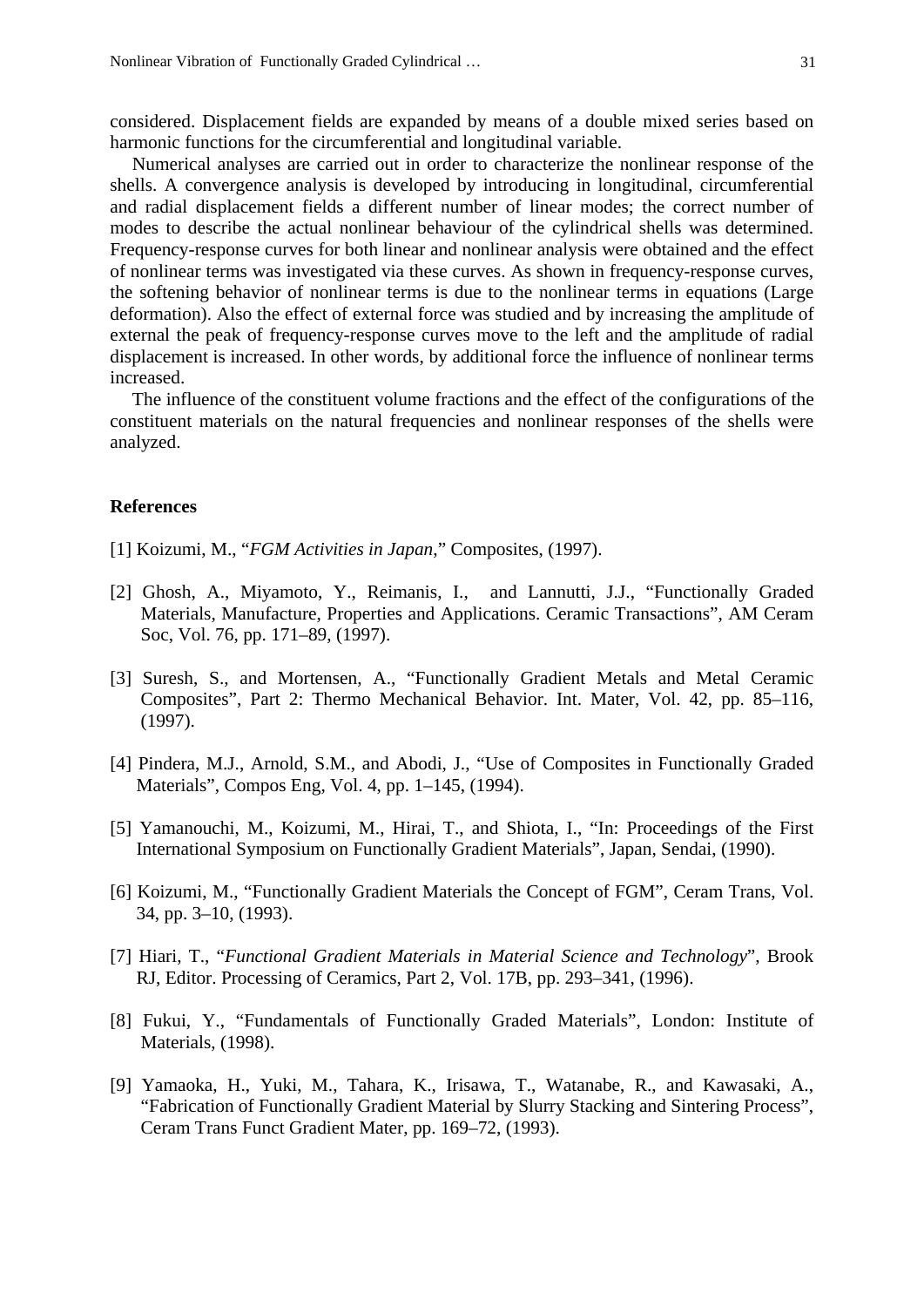considered. Displacement fields are expanded by means of a double mixed series based on harmonic functions for the circumferential and longitudinal variable.

Numerical analyses are carried out in order to characterize the nonlinear response of the shells. A convergence analysis is developed by introducing in longitudinal, circumferential and radial displacement fields a different number of linear modes; the correct number of modes to describe the actual nonlinear behaviour of the cylindrical shells was determined. Frequency-response curves for both linear and nonlinear analysis were obtained and the effect of nonlinear terms was investigated via these curves. As shown in frequency-response curves, the softening behavior of nonlinear terms is due to the nonlinear terms in equations (Large deformation). Also the effect of external force was studied and by increasing the amplitude of external the peak of frequency-response curves move to the left and the amplitude of radial displacement is increased. In other words, by additional force the influence of nonlinear terms increased.

The influence of the constituent volume fractions and the effect of the configurations of the constituent materials on the natural frequencies and nonlinear responses of the shells were analyzed.

## References

[1] Koizumi, M., "*FGM Activities in Japan*," Composites, (1997).

[2] Ghosh, A., Miyamoto, Y., Reimanis, I., and Lannutti, J.J., "Functionally Graded Materials, Manufacture, Properties and Applications. Ceramic Transactions", AM Ceram Soc, Vol. 76, pp. 171–89, (1997).

[3] Suresh, S., and Mortensen, A., "Functionally Gradient Metals and Metal Ceramic Composites", Part 2: Thermo Mechanical Behavior. Int. Mater, Vol. 42, pp. 85–116, (1997).

[4] Pindera, M.J., Arnold, S.M., and Abodi, J., "Use of Composites in Functionally Graded Materials", Compos Eng, Vol. 4, pp. 1–145, (1994).

[5] Yamanouchi, M., Koizumi, M., Hirai, T., and Shiota, I., "In: Proceedings of the First International Symposium on Functionally Gradient Materials", Japan, Sendai, (1990).

[6] Koizumi, M., "Functionally Gradient Materials the Concept of FGM", Ceram Trans, Vol. 34, pp. 3–10, (1993).

[7] Hiari, T., "*Functional Gradient Materials in Material Science and Technology*", Brook RJ, Editor. Processing of Ceramics, Part 2, Vol. 17B, pp. 293–341, (1996).

[8] Fukui, Y., "Fundamentals of Functionally Graded Materials", London: Institute of Materials, (1998).

[9] Yamaoka, H., Yuki, M., Tahara, K., Irisawa, T., Watanabe, R., and Kawasaki, A., "Fabrication of Functionally Gradient Material by Slurry Stacking and Sintering Process", Ceram Trans Funct Gradient Mater, pp. 169–72, (1993).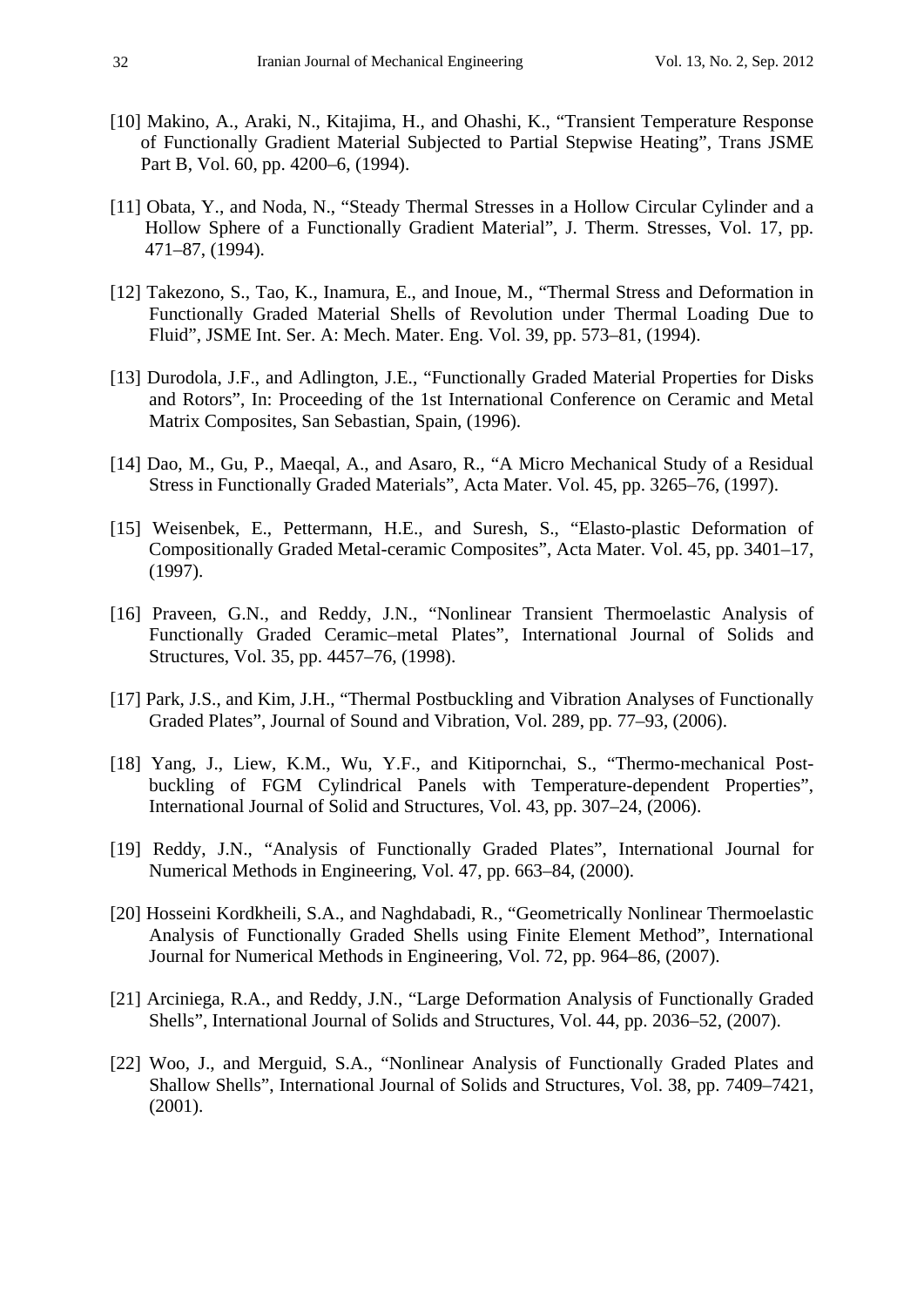[10] Makino, A., Araki, N., Kitajima, H., and Ohashi, K., "Transient Temperature Response of Functionally Gradient Material Subjected to Partial Stepwise Heating", Trans JSME Part B, Vol. 60, pp. 4200–6, (1994).

[11] Obata, Y., and Noda, N., "Steady Thermal Stresses in a Hollow Circular Cylinder and a Hollow Sphere of a Functionally Gradient Material", J. Therm. Stresses, Vol. 17, pp. 471–87, (1994).

[12] Takezono, S., Tao, K., Inamura, E., and Inoue, M., "Thermal Stress and Deformation in Functionally Graded Material Shells of Revolution under Thermal Loading Due to Fluid", JSME Int. Ser. A: Mech. Mater. Eng. Vol. 39, pp. 573–81, (1994).

[13] Durodola, J.F., and Adlington, J.E., "Functionally Graded Material Properties for Disks and Rotors", In: Proceeding of the 1st International Conference on Ceramic and Metal Matrix Composites, San Sebastian, Spain, (1996).

[14] Dao, M., Gu, P., Maeqal, A., and Asaro, R., "A Micro Mechanical Study of a Residual Stress in Functionally Graded Materials", Acta Mater. Vol. 45, pp. 3265–76, (1997).

[15] Weisenbek, E., Pettermann, H.E., and Suresh, S., "Elasto-plastic Deformation of Compositionally Graded Metal-ceramic Composites", Acta Mater. Vol. 45, pp. 3401–17, (1997).

[16] Praveen, G.N., and Reddy, J.N., "Nonlinear Transient Thermoelastic Analysis of Functionally Graded Ceramic–metal Plates", International Journal of Solids and Structures, Vol. 35, pp. 4457–76, (1998).

[17] Park, J.S., and Kim, J.H., "Thermal Postbuckling and Vibration Analyses of Functionally Graded Plates", Journal of Sound and Vibration, Vol. 289, pp. 77–93, (2006).

[18] Yang, J., Liew, K.M., Wu, Y.F., and Kitipornchai, S., "Thermo-mechanical Post-buckling of FGM Cylindrical Panels with Temperature-dependent Properties", International Journal of Solid and Structures, Vol. 43, pp. 307–24, (2006).

[19] Reddy, J.N., "Analysis of Functionally Graded Plates", International Journal for Numerical Methods in Engineering, Vol. 47, pp. 663–84, (2000).

[20] Hosseini Kordkheili, S.A., and Naghdabadi, R., "Geometrically Nonlinear Thermoelastic Analysis of Functionally Graded Shells using Finite Element Method", International Journal for Numerical Methods in Engineering, Vol. 72, pp. 964–86, (2007).

[21] Arciniega, R.A., and Reddy, J.N., "Large Deformation Analysis of Functionally Graded Shells", International Journal of Solids and Structures, Vol. 44, pp. 2036–52, (2007).

[22] Woo, J., and Merguid, S.A., "Nonlinear Analysis of Functionally Graded Plates and Shallow Shells", International Journal of Solids and Structures, Vol. 38, pp. 7409–7421, (2001).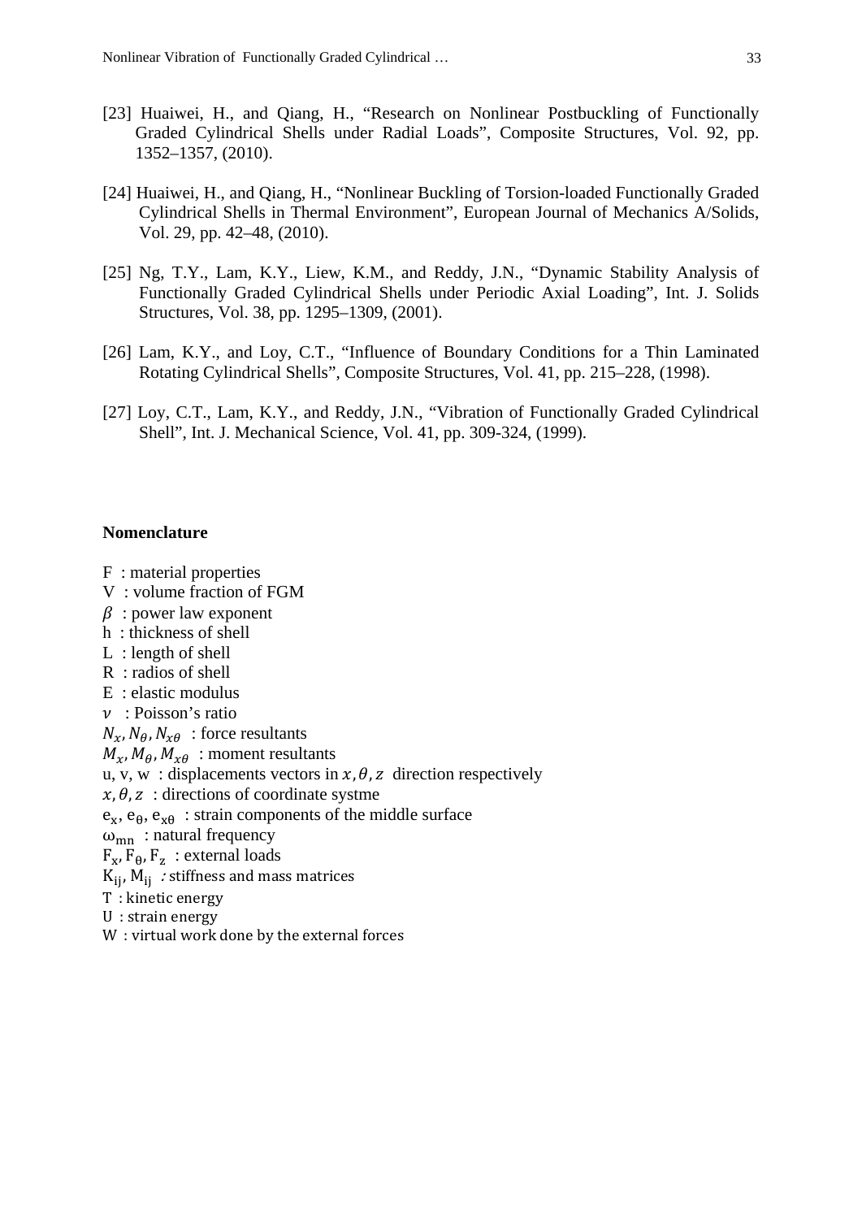[23] Huaiwei, H., and Qiang, H., “Research on Nonlinear Postbuckling of Functionally Graded Cylindrical Shells under Radial Loads”, Composite Structures, Vol. 92, pp. 1352–1357, (2010).

[24] Huaiwei, H., and Qiang, H., “Nonlinear Buckling of Torsion-loaded Functionally Graded Cylindrical Shells in Thermal Environment”, European Journal of Mechanics A/Solids, Vol. 29, pp. 42–48, (2010).

[25] Ng, T.Y., Lam, K.Y., Liew, K.M., and Reddy, J.N., “Dynamic Stability Analysis of Functionally Graded Cylindrical Shells under Periodic Axial Loading”, Int. J. Solids Structures, Vol. 38, pp. 1295–1309, (2001).

[26] Lam, K.Y., and Loy, C.T., “Influence of Boundary Conditions for a Thin Laminated Rotating Cylindrical Shells”, Composite Structures, Vol. 41, pp. 215–228, (1998).

[27] Loy, C.T., Lam, K.Y., and Reddy, J.N., “Vibration of Functionally Graded Cylindrical Shell”, Int. J. Mechanical Science, Vol. 41, pp. 309-324, (1999).

## Nomenclature

F : material properties  
V : volume fraction of FGM  
$\beta$ : power law exponent  
h : thickness of shell  
L : length of shell  
R : radios of shell  
E : elastic modulus  
$\nu$ : Poisson’s ratio  
$N_x, N_\theta, N_{x\theta}$ : force resultants  
$M_x, M_\theta, M_{x\theta}$ : moment resultants  
u, v, w : displacements vectors in $x, \theta, z$ direction respectively  
$x, \theta, z$ : directions of coordinate systme  
$e_x$, $e_\theta$, $e_{x\theta}$ : strain components of the middle surface  
$\omega_{mn}$ : natural frequency  
$F_x, F_\theta, F_z$ : external loads  
$K_{ij}, M_{ij}$ : stiffness and mass matrices  
T : kinetic energy  
U : strain energy  
W : virtual work done by the external forces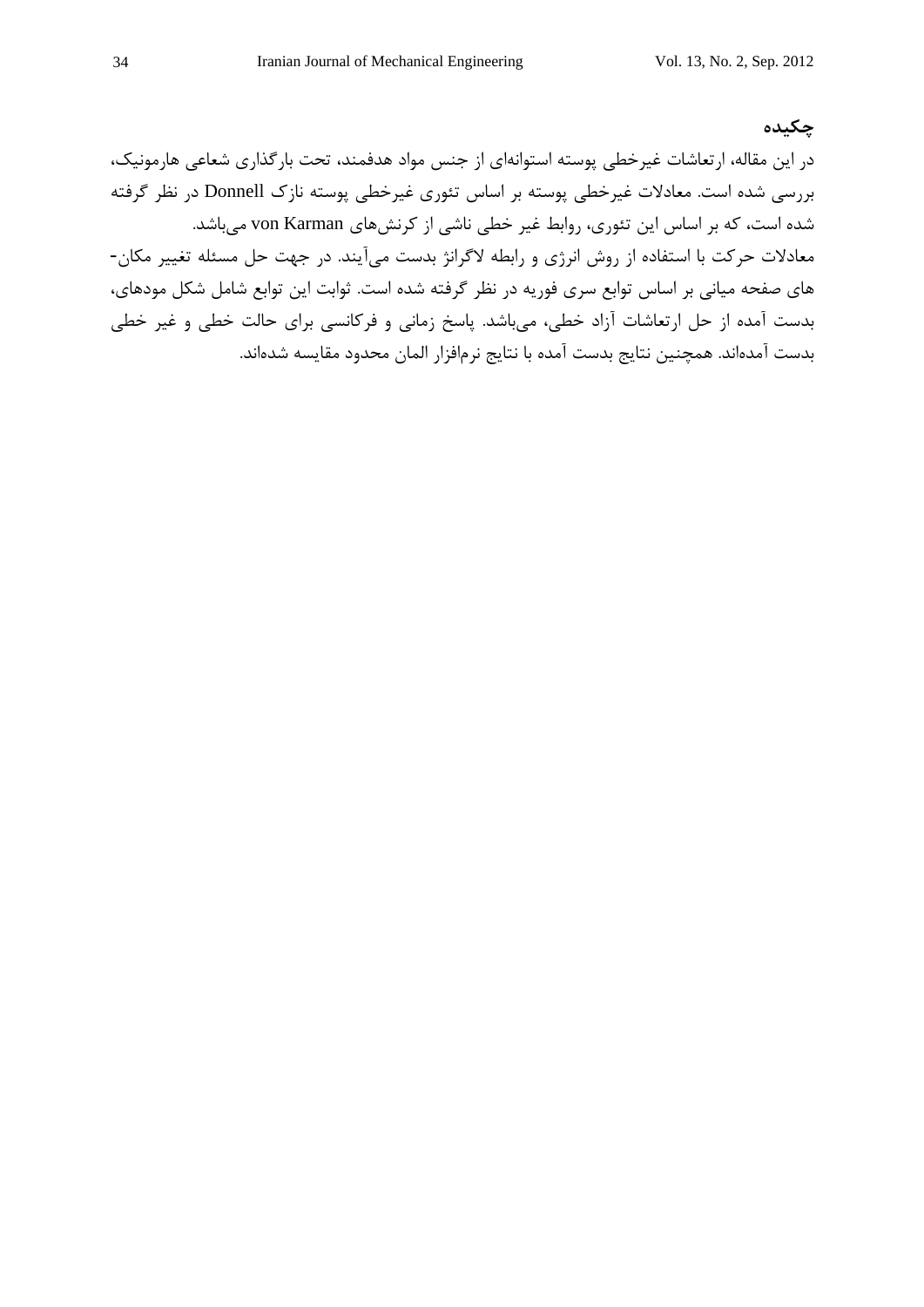## چکیده

در این مقاله، ارتعاشات غیرخطی پوسته استوانه‌ای از جنس مواد هدفمند، تحت بارگذاری شعاعی هارمونیک، بررسی شده است. معادلات غیرخطی پوسته بر اساس تئوری غیرخطی پوسته نازک Donnell در نظر گرفته شده است، که بر اساس این تئوری، روابط غیر خطی ناشی از کرنش‌های von Karman می‌باشد.
معادلات حرکت با استفاده از روش انرژی و رابطه لاگرانژ بدست می‌آیند. در جهت حل مسئله تغییر مکان-های صفحه میانی بر اساس توابع سری فوریه در نظر گرفته شده است. ثوابت این توابع شامل شکل مودهای، بدست آمده از حل ارتعاشات آزاد خطی، می‌باشد. پاسخ زمانی و فرکانسی برای حالت خطی و غیر خطی بدست آمده‌اند. همچنین نتایج بدست آمده با نتایج نرم‌افزار المان محدود مقایسه شده‌اند.